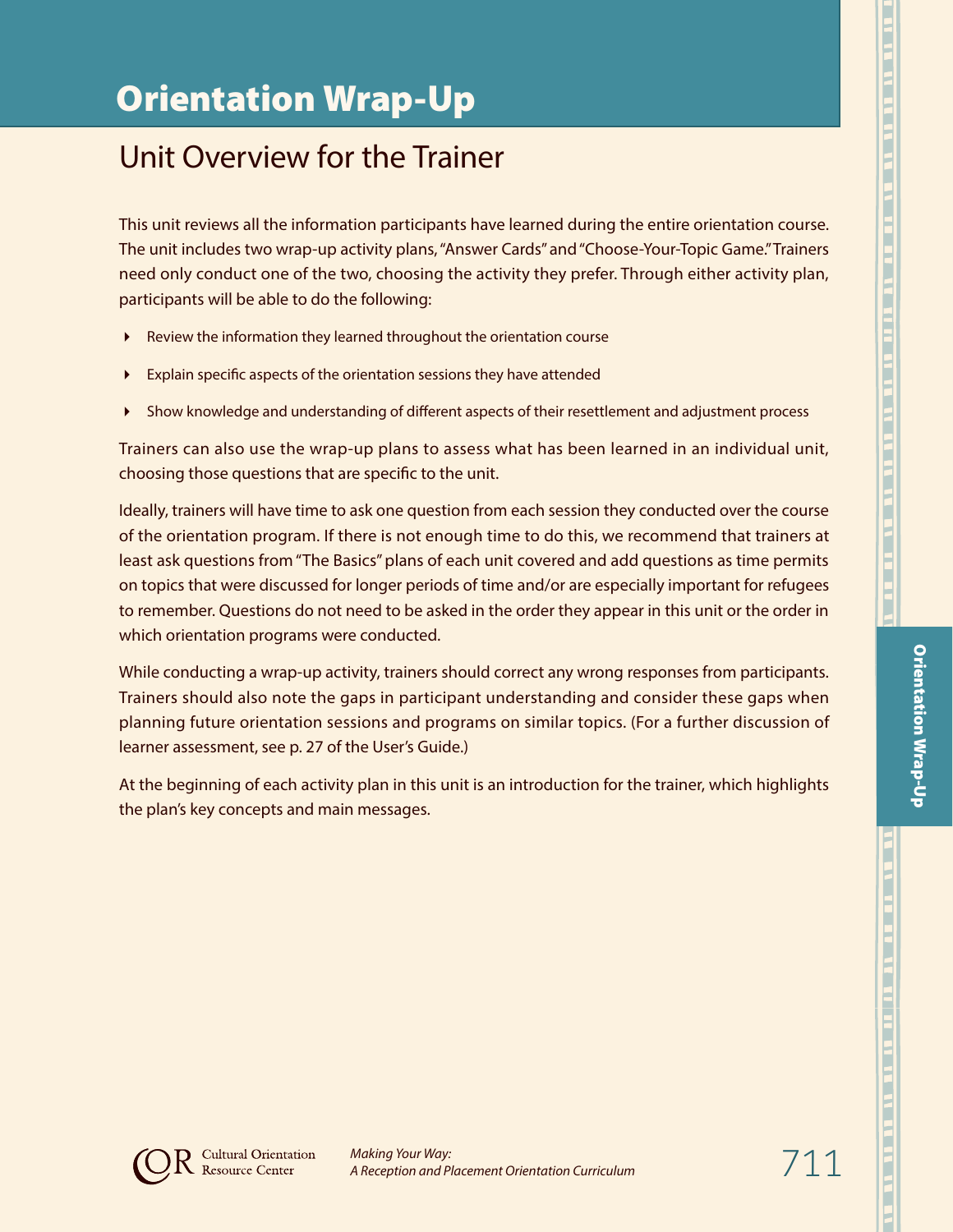# Orientation Wrap-Up

## Unit Overview for the Trainer

This unit reviews all the information participants have learned during the entire orientation course. The unit includes two wrap-up activity plans, "Answer Cards" and "Choose-Your-Topic Game." Trainers need only conduct one of the two, choosing the activity they prefer. Through either activity plan, participants will be able to do the following:

- Review the information they learned throughout the orientation course
- Explain specific aspects of the orientation sessions they have attended
- Show knowledge and understanding of different aspects of their resettlement and adjustment process

Trainers can also use the wrap-up plans to assess what has been learned in an individual unit, choosing those questions that are specific to the unit.

Ideally, trainers will have time to ask one question from each session they conducted over the course of the orientation program. If there is not enough time to do this, we recommend that trainers at least ask questions from "The Basics" plans of each unit covered and add questions as time permits on topics that were discussed for longer periods of time and/or are especially important for refugees to remember. Questions do not need to be asked in the order they appear in this unit or the order in which orientation programs were conducted.

While conducting a wrap-up activity, trainers should correct any wrong responses from participants. Trainers should also note the gaps in participant understanding and consider these gaps when planning future orientation sessions and programs on similar topics. (For a further discussion of learner assessment, see p. 27 of the User's Guide.)

At the beginning of each activity plan in this unit is an introduction for the trainer, which highlights the plan's key concepts and main messages.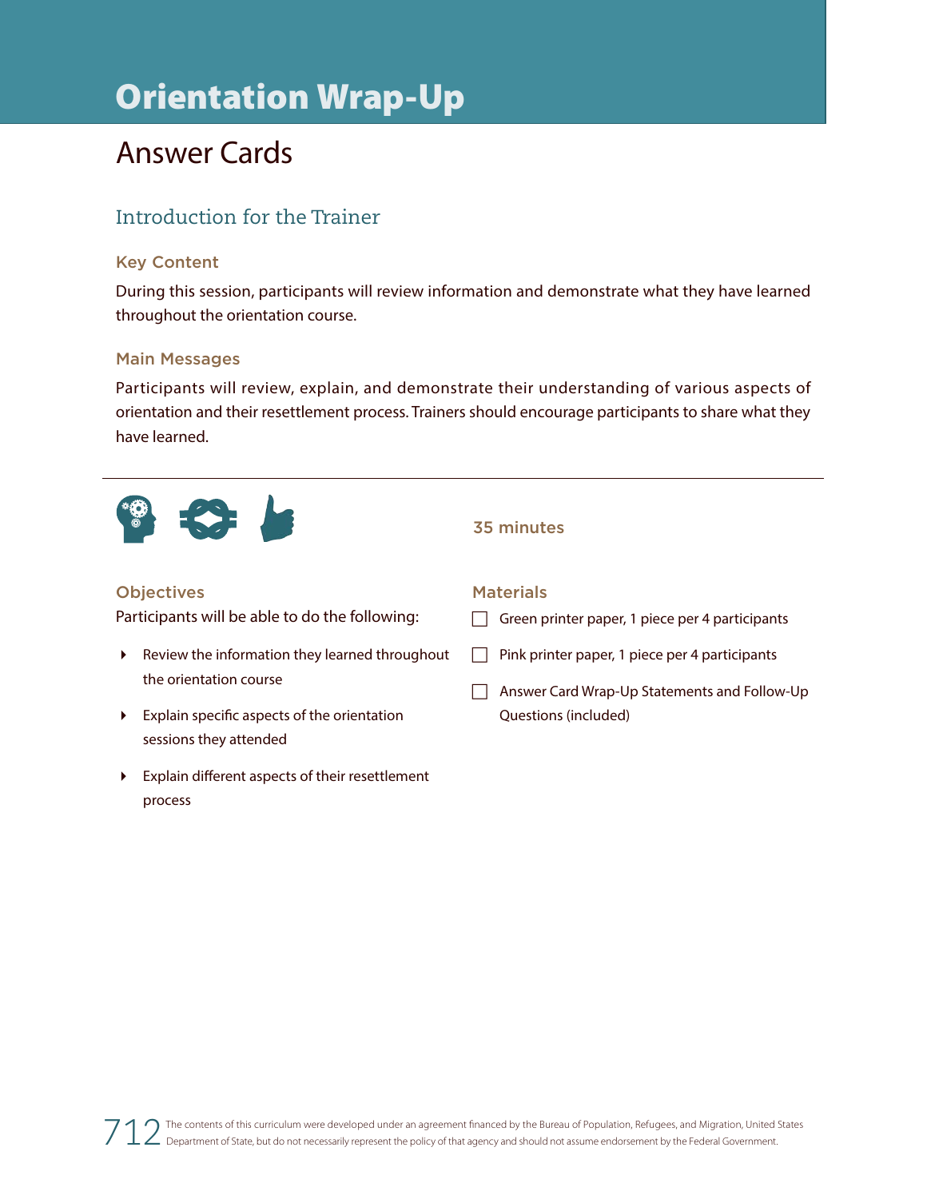# Orientation Wrap-Up

## Answer Cards

### Introduction for the Trainer

#### Key Content

During this session, participants will review information and demonstrate what they have learned throughout the orientation course.

#### Main Messages

Participants will review, explain, and demonstrate their understanding of various aspects of orientation and their resettlement process. Trainers should encourage participants to share what they have learned.

---

35 minutes

#### Objectives

Participants will be able to do the following:

- Review the information they learned throughout the orientation course
- Explain specific aspects of the orientation sessions they attended
- Explain different aspects of their resettlement process

#### Materials

- [ ] Green printer paper, 1 piece per 4 participants
- [ ] Pink printer paper, 1 piece per 4 participants
- [ ] Answer Card Wrap-Up Statements and Follow-Up Questions (included)

The contents of this curriculum were developed under an agreement financed by the Bureau of Population, Refugees, and Migration, United States Department of State, but do not necessarily represent the policy of that agency and should not assume endorsement by the Federal Government.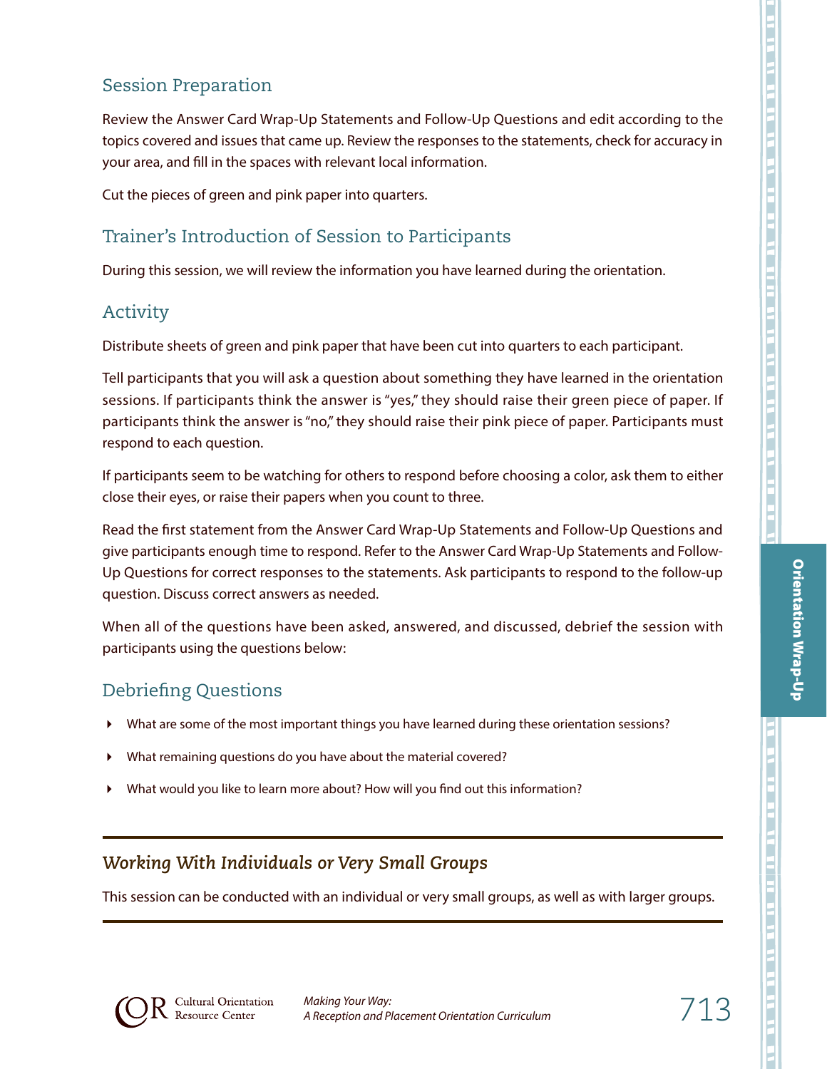## Session Preparation

Review the Answer Card Wrap-Up Statements and Follow-Up Questions and edit according to the topics covered and issues that came up. Review the responses to the statements, check for accuracy in your area, and fill in the spaces with relevant local information.

Cut the pieces of green and pink paper into quarters.

## Trainer's Introduction of Session to Participants

During this session, we will review the information you have learned during the orientation.

## Activity

Distribute sheets of green and pink paper that have been cut into quarters to each participant.

Tell participants that you will ask a question about something they have learned in the orientation sessions. If participants think the answer is "yes," they should raise their green piece of paper. If participants think the answer is "no," they should raise their pink piece of paper. Participants must respond to each question.

If participants seem to be watching for others to respond before choosing a color, ask them to either close their eyes, or raise their papers when you count to three.

Read the first statement from the Answer Card Wrap-Up Statements and Follow-Up Questions and give participants enough time to respond. Refer to the Answer Card Wrap-Up Statements and Follow-Up Questions for correct responses to the statements. Ask participants to respond to the follow-up question. Discuss correct answers as needed.

When all of the questions have been asked, answered, and discussed, debrief the session with participants using the questions below:

## Debriefing Questions

- What are some of the most important things you have learned during these orientation sessions?
- What remaining questions do you have about the material covered?
- What would you like to learn more about? How will you find out this information?

---

### *Working With Individuals or Very Small Groups*

This session can be conducted with an individual or very small groups, as well as with larger groups.

---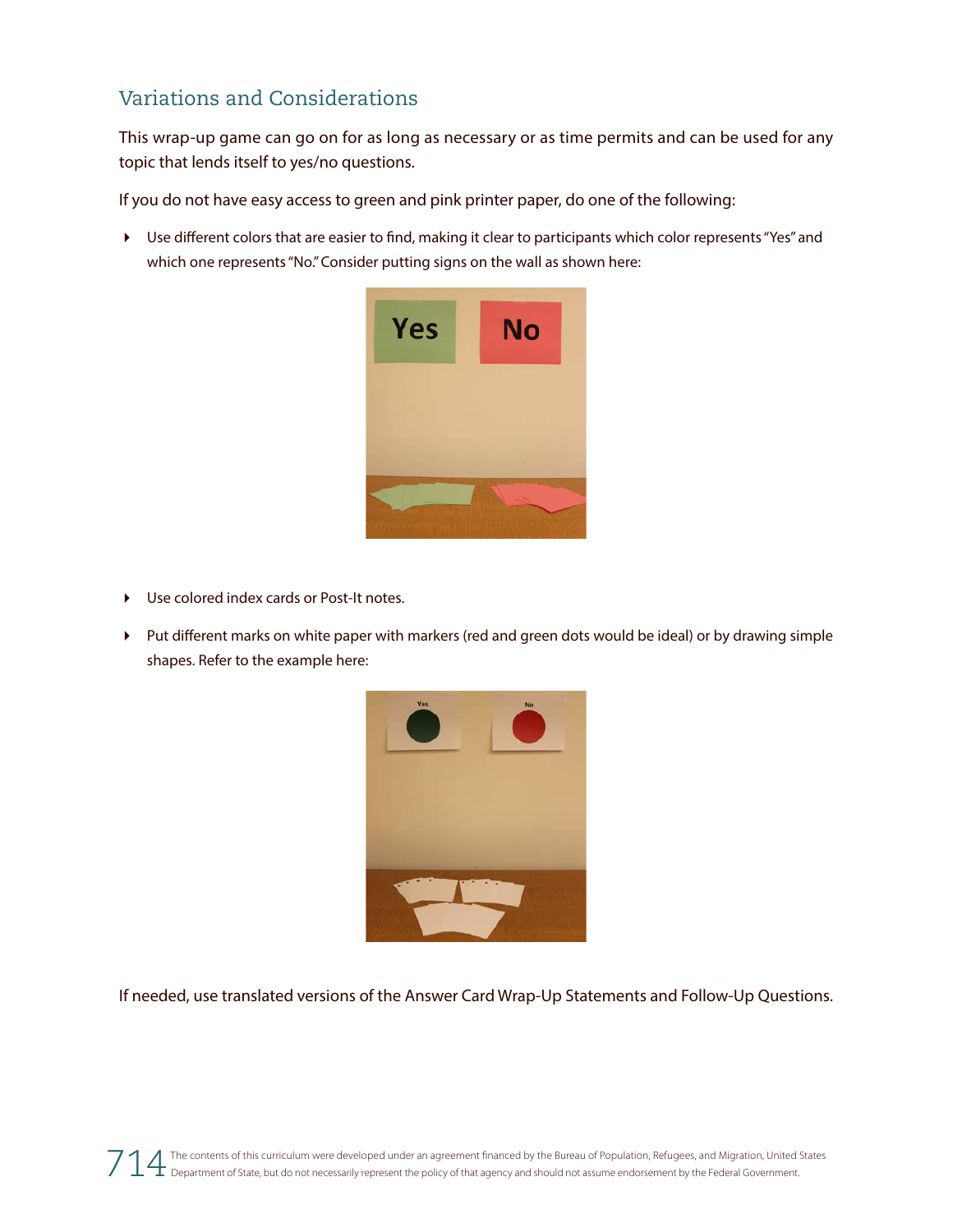## Variations and Considerations

This wrap-up game can go on for as long as necessary or as time permits and can be used for any topic that lends itself to yes/no questions.

If you do not have easy access to green and pink printer paper, do one of the following:

- Use different colors that are easier to find, making it clear to participants which color represents "Yes" and which one represents "No." Consider putting signs on the wall as shown here:

- Use colored index cards or Post-It notes.

- Put different marks on white paper with markers (red and green dots would be ideal) or by drawing simple shapes. Refer to the example here:

If needed, use translated versions of the Answer Card Wrap-Up Statements and Follow-Up Questions.

The contents of this curriculum were developed under an agreement financed by the Bureau of Population, Refugees, and Migration, United States Department of State, but do not necessarily represent the policy of that agency and should not assume endorsement by the Federal Government.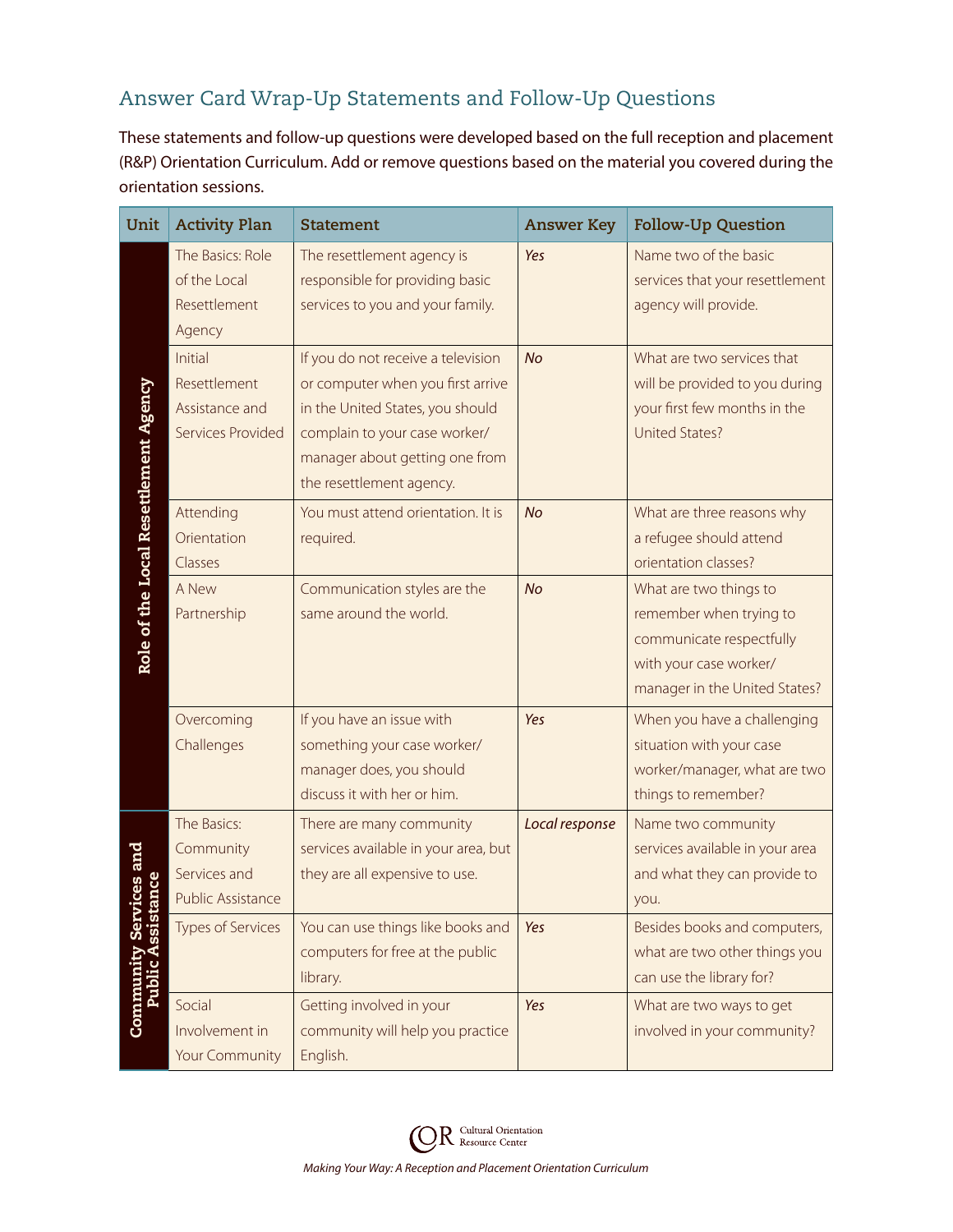## Answer Card Wrap-Up Statements and Follow-Up Questions

These statements and follow-up questions were developed based on the full reception and placement (R&P) Orientation Curriculum. Add or remove questions based on the material you covered during the orientation sessions.

| Unit | Activity Plan | Statement | Answer Key | Follow-Up Question |
|---|---|---|---|---|
| Role of the Local Resettlement Agency | The Basics: Role of the Local Resettlement Agency | The resettlement agency is responsible for providing basic services to you and your family. | *Yes* | Name two of the basic services that your resettlement agency will provide. |
| | Initial Resettlement Assistance and Services Provided | If you do not receive a television or computer when you first arrive in the United States, you should complain to your case worker/ manager about getting one from the resettlement agency. | *No* | What are two services that will be provided to you during your first few months in the United States? |
| | Attending Orientation Classes | You must attend orientation. It is required. | *No* | What are three reasons why a refugee should attend orientation classes? |
| | A New Partnership | Communication styles are the same around the world. | *No* | What are two things to remember when trying to communicate respectfully with your case worker/ manager in the United States? |
| | Overcoming Challenges | If you have an issue with something your case worker/ manager does, you should discuss it with her or him. | *Yes* | When you have a challenging situation with your case worker/manager, what are two things to remember? |
| Community Services and Public Assistance | The Basics: Community Services and Public Assistance | There are many community services available in your area, but they are all expensive to use. | *Local response* | Name two community services available in your area and what they can provide to you. |
| | Types of Services | You can use things like books and computers for free at the public library. | *Yes* | Besides books and computers, what are two other things you can use the library for? |
| | Social Involvement in Your Community | Getting involved in your community will help you practice English. | *Yes* | What are two ways to get involved in your community? |

Cultural Orientation Resource Center

*Making Your Way: A Reception and Placement Orientation Curriculum*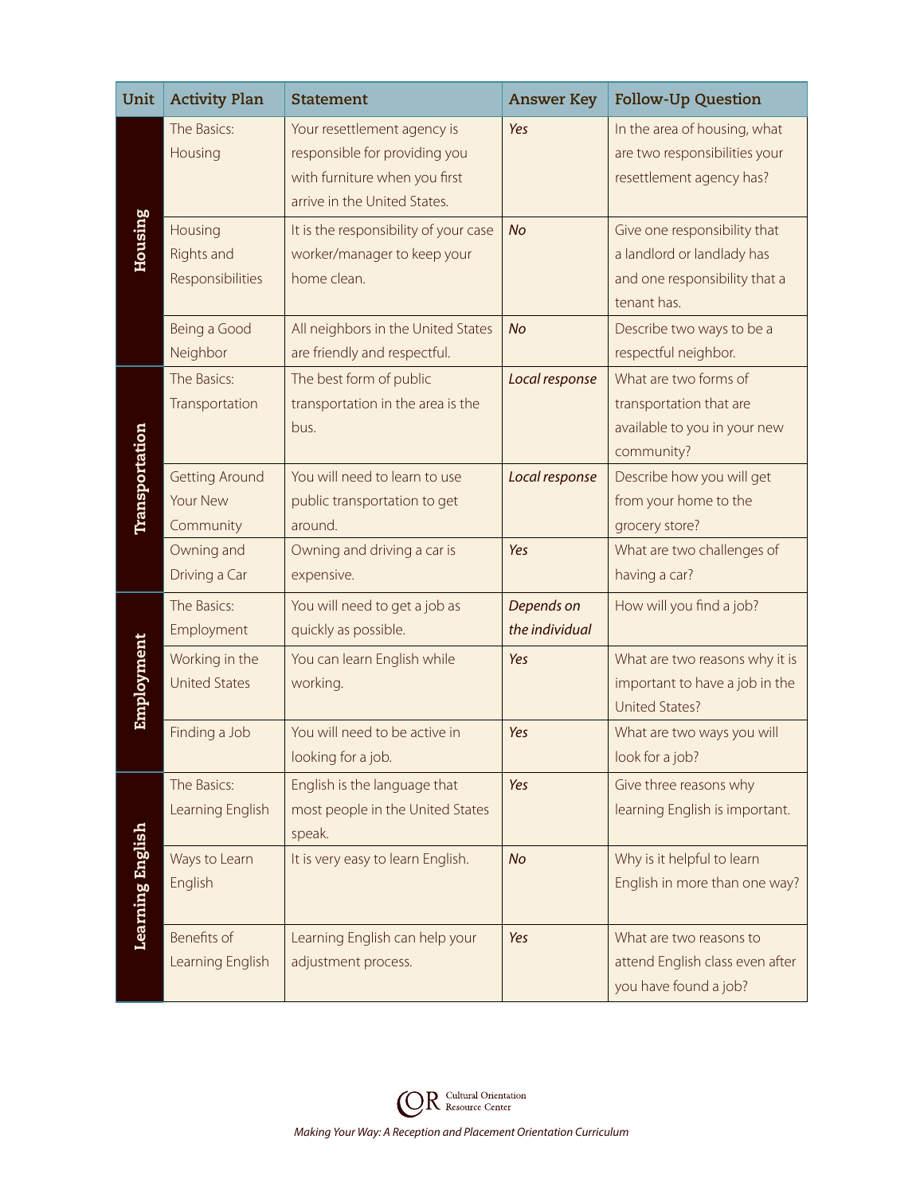| Unit | Activity Plan | Statement | Answer Key | Follow-Up Question |
|---|---|---|---|---|
| Housing | The Basics: Housing | Your resettlement agency is responsible for providing you with furniture when you first arrive in the United States. | *Yes* | In the area of housing, what are two responsibilities your resettlement agency has? |
| | Housing Rights and Responsibilities | It is the responsibility of your case worker/manager to keep your home clean. | *No* | Give one responsibility that a landlord or landlady has and one responsibility that a tenant has. |
| | Being a Good Neighbor | All neighbors in the United States are friendly and respectful. | *No* | Describe two ways to be a respectful neighbor. |
| Transportation | The Basics: Transportation | The best form of public transportation in the area is the bus. | *Local response* | What are two forms of transportation that are available to you in your new community? |
| | Getting Around Your New Community | You will need to learn to use public transportation to get around. | *Local response* | Describe how you will get from your home to the grocery store? |
| | Owning and Driving a Car | Owning and driving a car is expensive. | *Yes* | What are two challenges of having a car? |
| Employment | The Basics: Employment | You will need to get a job as quickly as possible. | *Depends on the individual* | How will you find a job? |
| | Working in the United States | You can learn English while working. | *Yes* | What are two reasons why it is important to have a job in the United States? |
| | Finding a Job | You will need to be active in looking for a job. | *Yes* | What are two ways you will look for a job? |
| Learning English | The Basics: Learning English | English is the language that most people in the United States speak. | *Yes* | Give three reasons why learning English is important. |
| | Ways to Learn English | It is very easy to learn English. | *No* | Why is it helpful to learn English in more than one way? |
| | Benefits of Learning English | Learning English can help your adjustment process. | *Yes* | What are two reasons to attend English class even after you have found a job? |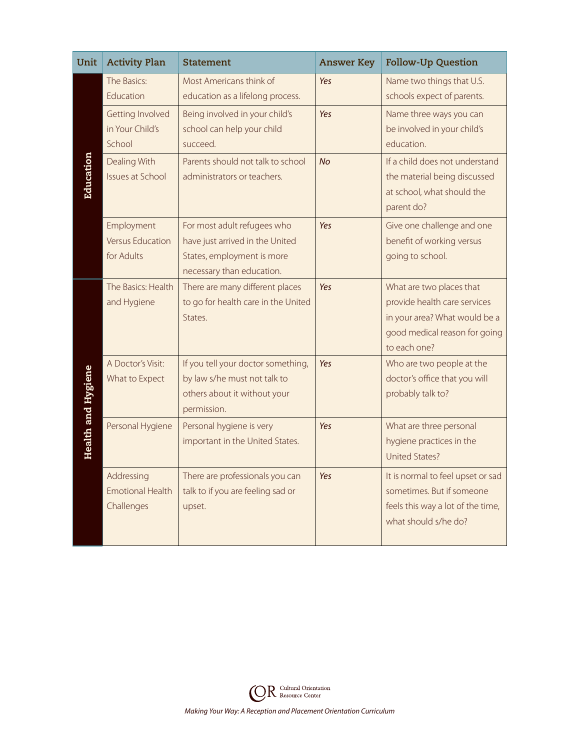| Unit | Activity Plan | Statement | Answer Key | Follow-Up Question |
|---|---|---|---|---|
| Education | The Basics: Education | Most Americans think of education as a lifelong process. | *Yes* | Name two things that U.S. schools expect of parents. |
| | Getting Involved in Your Child's School | Being involved in your child's school can help your child succeed. | *Yes* | Name three ways you can be involved in your child's education. |
| | Dealing With Issues at School | Parents should not talk to school administrators or teachers. | *No* | If a child does not understand the material being discussed at school, what should the parent do? |
| | Employment Versus Education for Adults | For most adult refugees who have just arrived in the United States, employment is more necessary than education. | *Yes* | Give one challenge and one benefit of working versus going to school. |
| Health and Hygiene | The Basics: Health and Hygiene | There are many different places to go for health care in the United States. | *Yes* | What are two places that provide health care services in your area? What would be a good medical reason for going to each one? |
| | A Doctor's Visit: What to Expect | If you tell your doctor something, by law s/he must not talk to others about it without your permission. | *Yes* | Who are two people at the doctor's office that you will probably talk to? |
| | Personal Hygiene | Personal hygiene is very important in the United States. | *Yes* | What are three personal hygiene practices in the United States? |
| | Addressing Emotional Health Challenges | There are professionals you can talk to if you are feeling sad or upset. | *Yes* | It is normal to feel upset or sad sometimes. But if someone feels this way a lot of the time, what should s/he do? |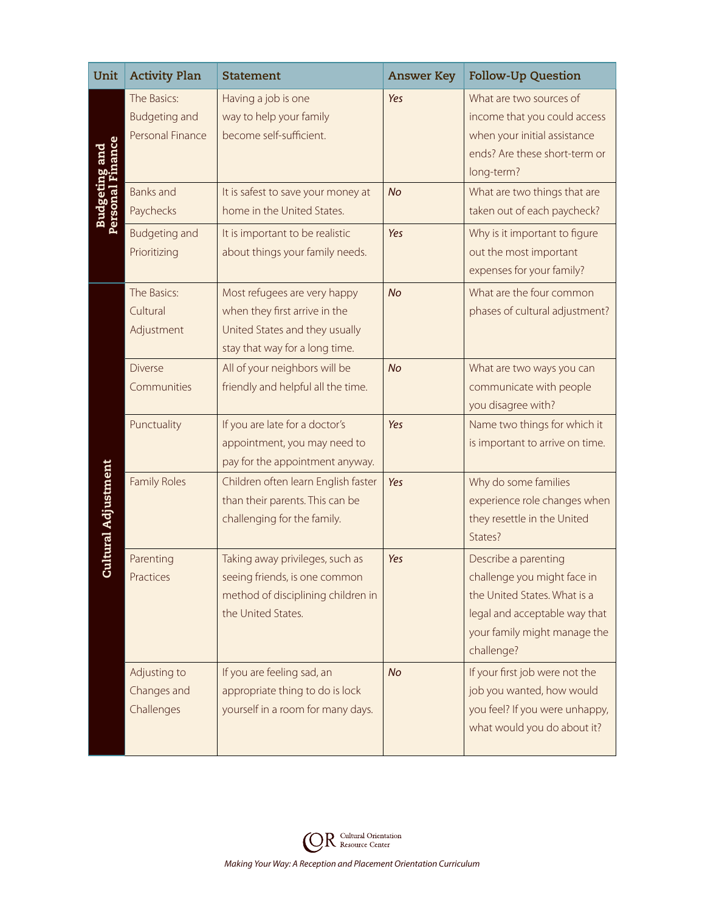| Unit | Activity Plan | Statement | Answer Key | Follow-Up Question |
| --- | --- | --- | --- | --- |
| Budgeting and Personal Finance | The Basics: Budgeting and Personal Finance | Having a job is one way to help your family become self-sufficient. | *Yes* | What are two sources of income that you could access when your initial assistance ends? Are these short-term or long-term? |
| | Banks and Paychecks | It is safest to save your money at home in the United States. | *No* | What are two things that are taken out of each paycheck? |
| | Budgeting and Prioritizing | It is important to be realistic about things your family needs. | *Yes* | Why is it important to figure out the most important expenses for your family? |
| Cultural Adjustment | The Basics: Cultural Adjustment | Most refugees are very happy when they first arrive in the United States and they usually stay that way for a long time. | *No* | What are the four common phases of cultural adjustment? |
| | Diverse Communities | All of your neighbors will be friendly and helpful all the time. | *No* | What are two ways you can communicate with people you disagree with? |
| | Punctuality | If you are late for a doctor's appointment, you may need to pay for the appointment anyway. | *Yes* | Name two things for which it is important to arrive on time. |
| | Family Roles | Children often learn English faster than their parents. This can be challenging for the family. | *Yes* | Why do some families experience role changes when they resettle in the United States? |
| | Parenting Practices | Taking away privileges, such as seeing friends, is one common method of disciplining children in the United States. | *Yes* | Describe a parenting challenge you might face in the United States. What is a legal and acceptable way that your family might manage the challenge? |
| | Adjusting to Changes and Challenges | If you are feeling sad, an appropriate thing to do is lock yourself in a room for many days. | *No* | If your first job were not the job you wanted, how would you feel? If you were unhappy, what would you do about it? |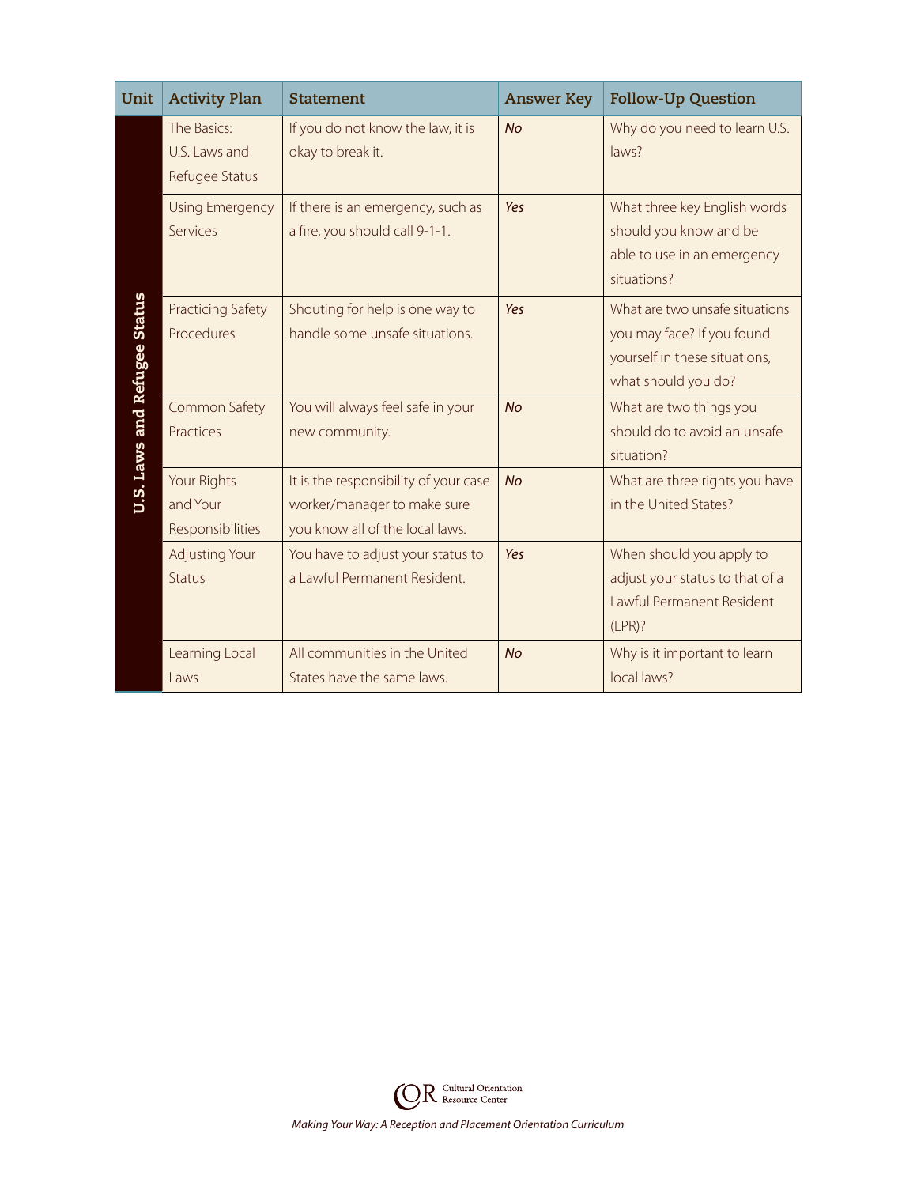| Unit | Activity Plan | Statement | Answer Key | Follow-Up Question |
|---|---|---|---|---|
| U.S. Laws and Refugee Status | The Basics: U.S. Laws and Refugee Status | If you do not know the law, it is okay to break it. | *No* | Why do you need to learn U.S. laws? |
| | Using Emergency Services | If there is an emergency, such as a fire, you should call 9-1-1. | *Yes* | What three key English words should you know and be able to use in an emergency situations? |
| | Practicing Safety Procedures | Shouting for help is one way to handle some unsafe situations. | *Yes* | What are two unsafe situations you may face? If you found yourself in these situations, what should you do? |
| | Common Safety Practices | You will always feel safe in your new community. | *No* | What are two things you should do to avoid an unsafe situation? |
| | Your Rights and Your Responsibilities | It is the responsibility of your case worker/manager to make sure you know all of the local laws. | *No* | What are three rights you have in the United States? |
| | Adjusting Your Status | You have to adjust your status to a Lawful Permanent Resident. | *Yes* | When should you apply to adjust your status to that of a Lawful Permanent Resident (LPR)? |
| | Learning Local Laws | All communities in the United States have the same laws. | *No* | Why is it important to learn local laws? |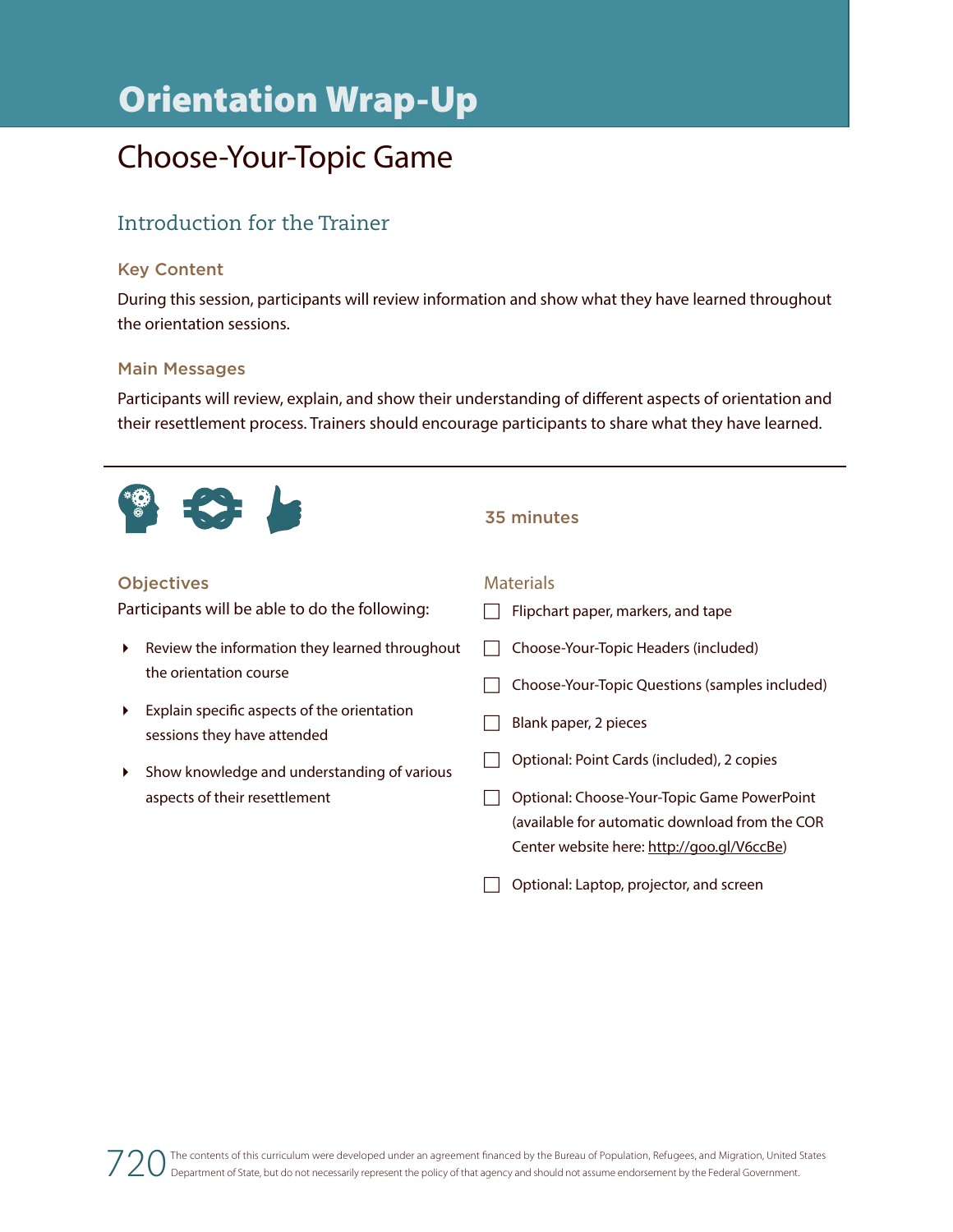# Orientation Wrap-Up

## Choose-Your-Topic Game

### Introduction for the Trainer

#### Key Content

During this session, participants will review information and show what they have learned throughout the orientation sessions.

#### Main Messages

Participants will review, explain, and show their understanding of different aspects of orientation and their resettlement process. Trainers should encourage participants to share what they have learned.

---

35 minutes

#### Objectives

Participants will be able to do the following:

- Review the information they learned throughout the orientation course
- Explain specific aspects of the orientation sessions they have attended
- Show knowledge and understanding of various aspects of their resettlement

#### Materials

- [ ] Flipchart paper, markers, and tape
- [ ] Choose-Your-Topic Headers (included)
- [ ] Choose-Your-Topic Questions (samples included)
- [ ] Blank paper, 2 pieces
- [ ] Optional: Point Cards (included), 2 copies
- [ ] Optional: Choose-Your-Topic Game PowerPoint (available for automatic download from the COR Center website here: http://goo.gl/V6ccBe)
- [ ] Optional: Laptop, projector, and screen

The contents of this curriculum were developed under an agreement financed by the Bureau of Population, Refugees, and Migration, United States Department of State, but do not necessarily represent the policy of that agency and should not assume endorsement by the Federal Government.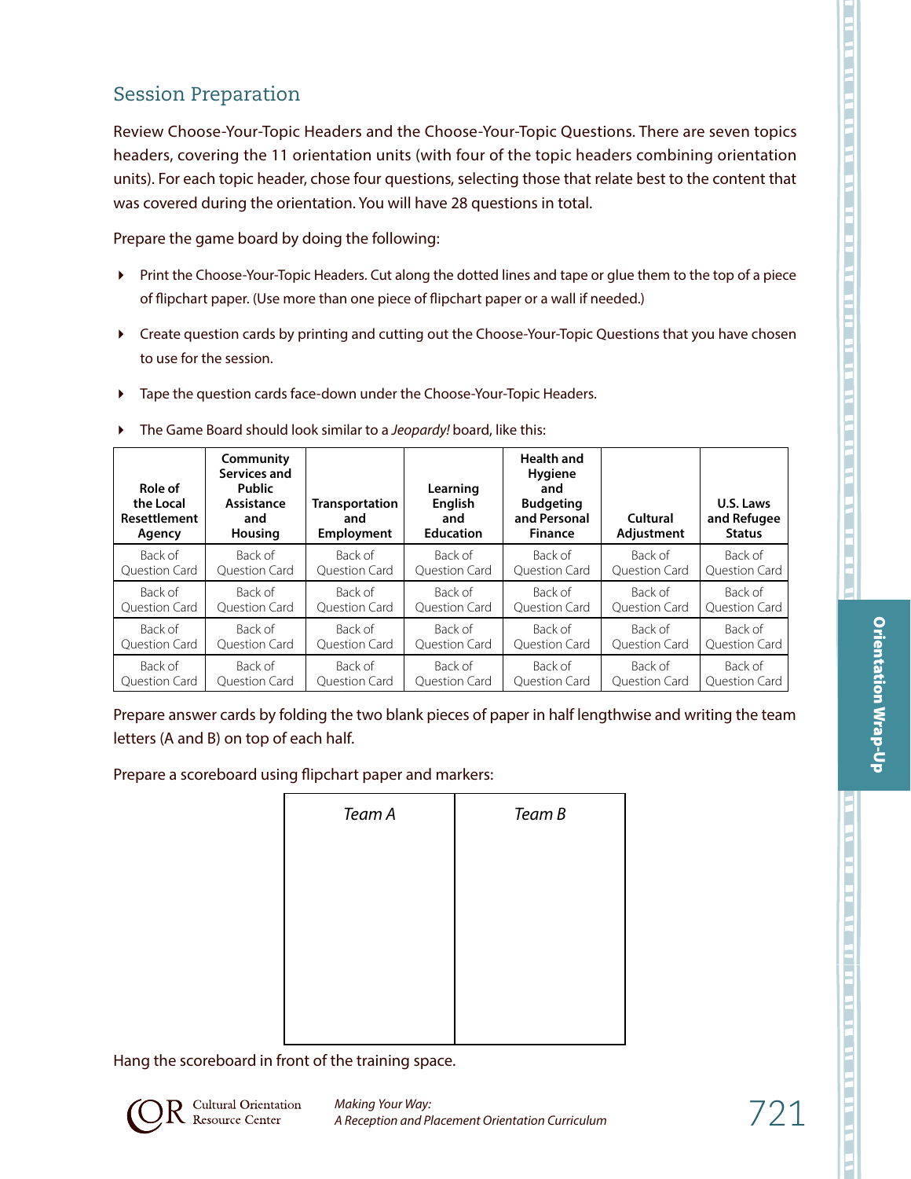## Session Preparation

Review Choose-Your-Topic Headers and the Choose-Your-Topic Questions. There are seven topics headers, covering the 11 orientation units (with four of the topic headers combining orientation units). For each topic header, chose four questions, selecting those that relate best to the content that was covered during the orientation. You will have 28 questions in total.

Prepare the game board by doing the following:

- Print the Choose-Your-Topic Headers. Cut along the dotted lines and tape or glue them to the top of a piece of flipchart paper. (Use more than one piece of flipchart paper or a wall if needed.)
- Create question cards by printing and cutting out the Choose-Your-Topic Questions that you have chosen to use for the session.
- Tape the question cards face-down under the Choose-Your-Topic Headers.
- The Game Board should look similar to a *Jeopardy!* board, like this:

| Role of the Local Resettlement Agency | Community Services and Public Assistance and Housing | Transportation and Employment | Learning English and Education | Health and Hygiene and Budgeting and Personal Finance | Cultural Adjustment | U.S. Laws and Refugee Status |
|---|---|---|---|---|---|---|
| Back of Question Card | Back of Question Card | Back of Question Card | Back of Question Card | Back of Question Card | Back of Question Card | Back of Question Card |
| Back of Question Card | Back of Question Card | Back of Question Card | Back of Question Card | Back of Question Card | Back of Question Card | Back of Question Card |
| Back of Question Card | Back of Question Card | Back of Question Card | Back of Question Card | Back of Question Card | Back of Question Card | Back of Question Card |
| Back of Question Card | Back of Question Card | Back of Question Card | Back of Question Card | Back of Question Card | Back of Question Card | Back of Question Card |

Prepare answer cards by folding the two blank pieces of paper in half lengthwise and writing the team letters (A and B) on top of each half.

Prepare a scoreboard using flipchart paper and markers:

| *Team A* | *Team B* |
|---|---|
| | |

Hang the scoreboard in front of the training space.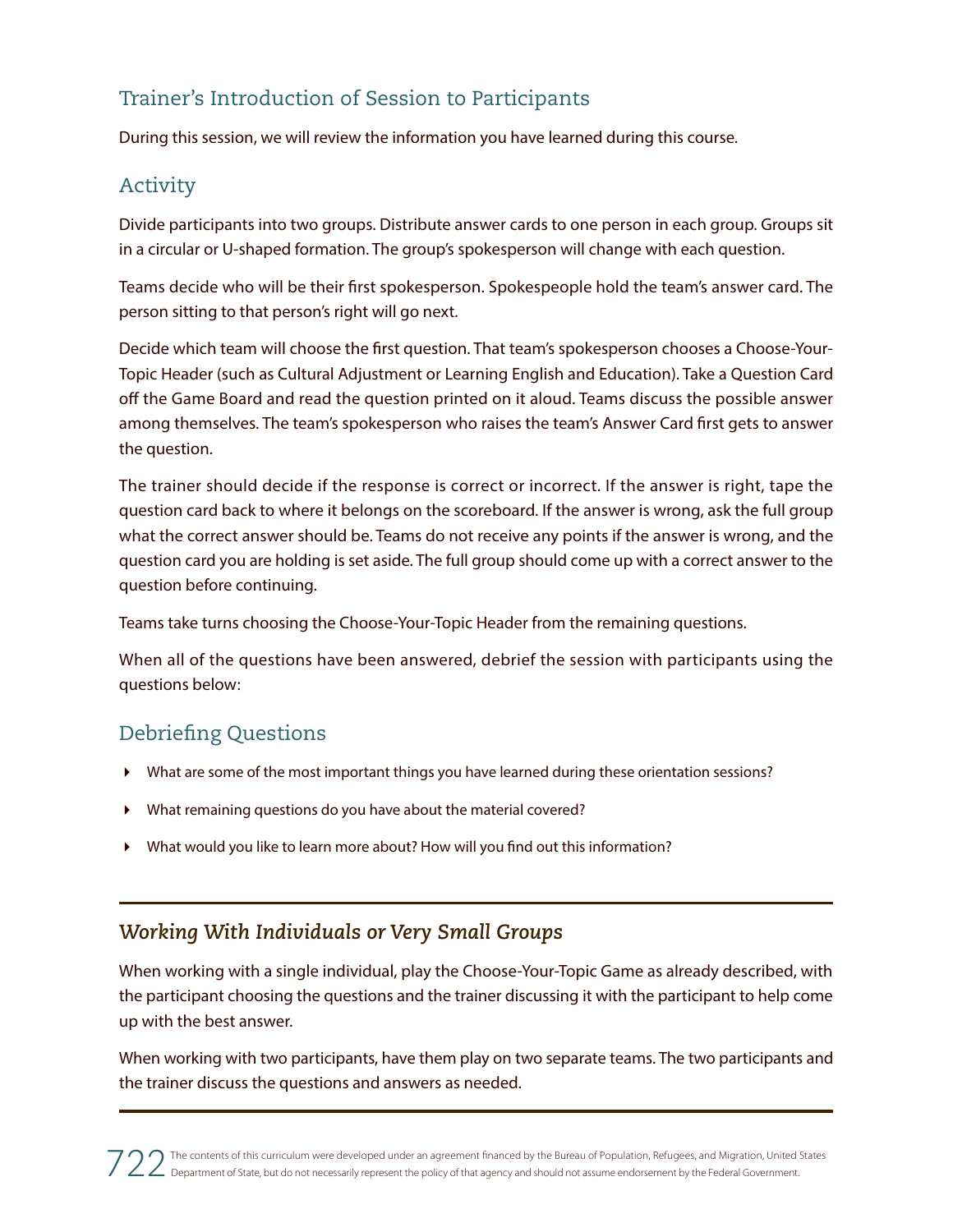## Trainer's Introduction of Session to Participants

During this session, we will review the information you have learned during this course.

## Activity

Divide participants into two groups. Distribute answer cards to one person in each group. Groups sit in a circular or U-shaped formation. The group's spokesperson will change with each question.

Teams decide who will be their first spokesperson. Spokespeople hold the team's answer card. The person sitting to that person's right will go next.

Decide which team will choose the first question. That team's spokesperson chooses a Choose-Your-Topic Header (such as Cultural Adjustment or Learning English and Education). Take a Question Card off the Game Board and read the question printed on it aloud. Teams discuss the possible answer among themselves. The team's spokesperson who raises the team's Answer Card first gets to answer the question.

The trainer should decide if the response is correct or incorrect. If the answer is right, tape the question card back to where it belongs on the scoreboard. If the answer is wrong, ask the full group what the correct answer should be. Teams do not receive any points if the answer is wrong, and the question card you are holding is set aside. The full group should come up with a correct answer to the question before continuing.

Teams take turns choosing the Choose-Your-Topic Header from the remaining questions.

When all of the questions have been answered, debrief the session with participants using the questions below:

## Debriefing Questions

- What are some of the most important things you have learned during these orientation sessions?
- What remaining questions do you have about the material covered?
- What would you like to learn more about? How will you find out this information?

### *Working With Individuals or Very Small Groups*

When working with a single individual, play the Choose-Your-Topic Game as already described, with the participant choosing the questions and the trainer discussing it with the participant to help come up with the best answer.

When working with two participants, have them play on two separate teams. The two participants and the trainer discuss the questions and answers as needed.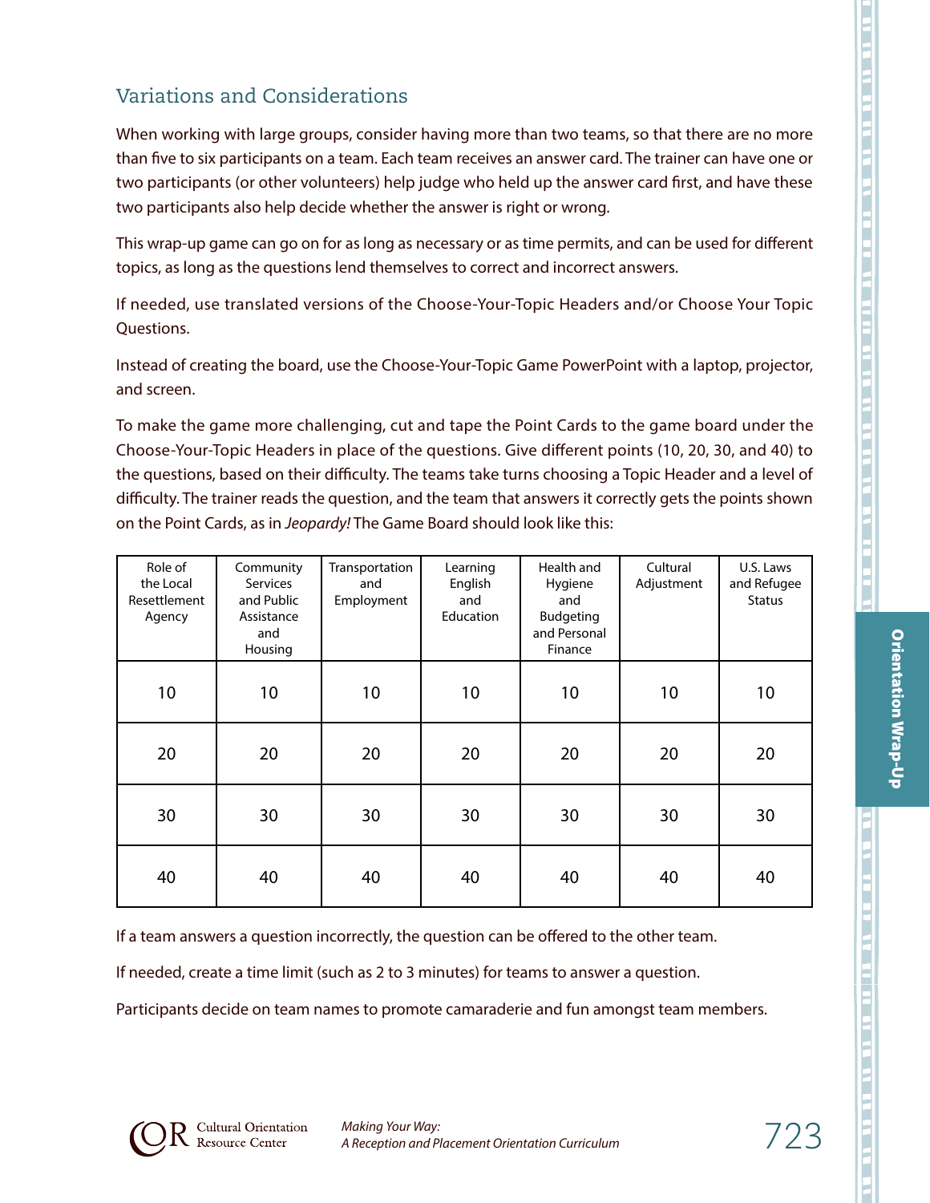## Variations and Considerations

When working with large groups, consider having more than two teams, so that there are no more than five to six participants on a team. Each team receives an answer card. The trainer can have one or two participants (or other volunteers) help judge who held up the answer card first, and have these two participants also help decide whether the answer is right or wrong.

This wrap-up game can go on for as long as necessary or as time permits, and can be used for different topics, as long as the questions lend themselves to correct and incorrect answers.

If needed, use translated versions of the Choose-Your-Topic Headers and/or Choose Your Topic Questions.

Instead of creating the board, use the Choose-Your-Topic Game PowerPoint with a laptop, projector, and screen.

To make the game more challenging, cut and tape the Point Cards to the game board under the Choose-Your-Topic Headers in place of the questions. Give different points (10, 20, 30, and 40) to the questions, based on their difficulty. The teams take turns choosing a Topic Header and a level of difficulty. The trainer reads the question, and the team that answers it correctly gets the points shown on the Point Cards, as in *Jeopardy!* The Game Board should look like this:

| Role of the Local Resettlement Agency | Community Services and Public Assistance and Housing | Transportation and Employment | Learning English and Education | Health and Hygiene and Budgeting and Personal Finance | Cultural Adjustment | U.S. Laws and Refugee Status |
|---|---|---|---|---|---|---|
| 10 | 10 | 10 | 10 | 10 | 10 | 10 |
| 20 | 20 | 20 | 20 | 20 | 20 | 20 |
| 30 | 30 | 30 | 30 | 30 | 30 | 30 |
| 40 | 40 | 40 | 40 | 40 | 40 | 40 |

If a team answers a question incorrectly, the question can be offered to the other team.

If needed, create a time limit (such as 2 to 3 minutes) for teams to answer a question.

Participants decide on team names to promote camaraderie and fun amongst team members.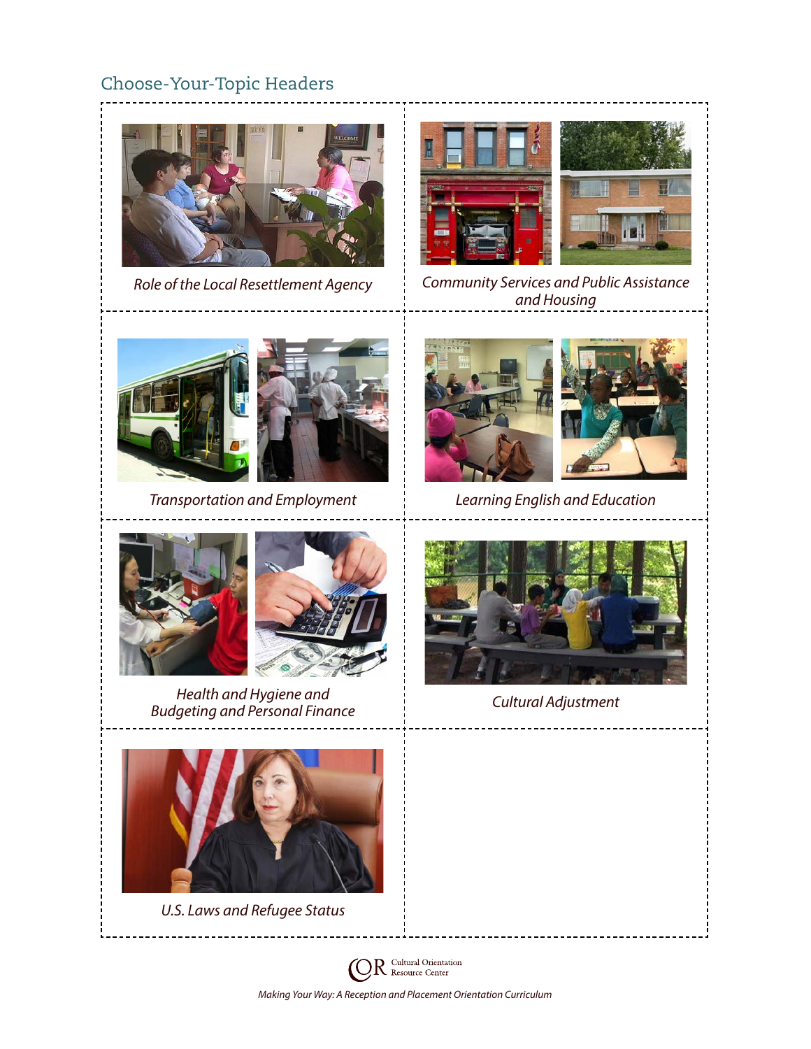## Choose-Your-Topic Headers

*Role of the Local Resettlement Agency*

*Community Services and Public Assistance and Housing*

*Transportation and Employment*

*Learning English and Education*

*Health and Hygiene and Budgeting and Personal Finance*

*Cultural Adjustment*

*U.S. Laws and Refugee Status*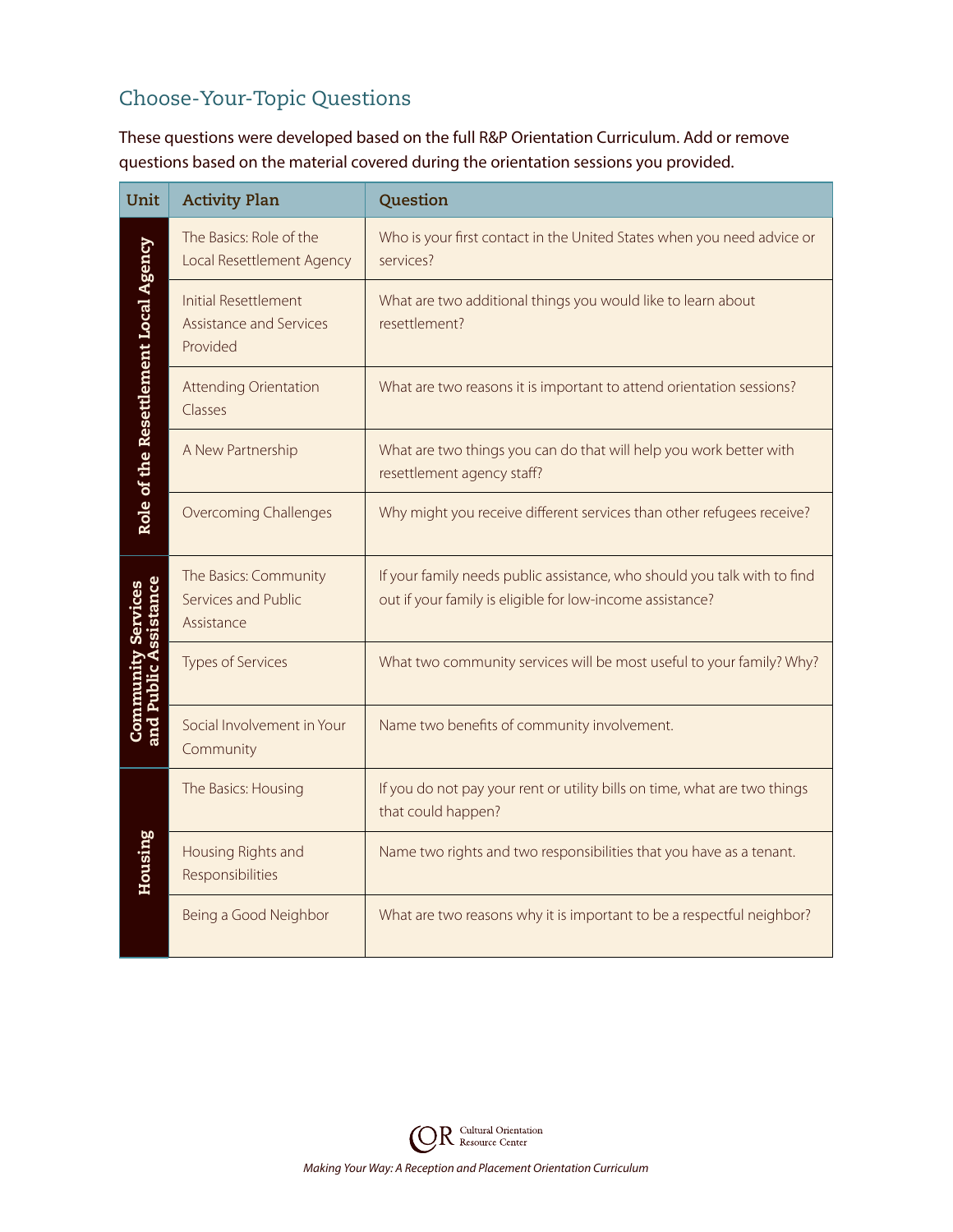## Choose-Your-Topic Questions

These questions were developed based on the full R&P Orientation Curriculum. Add or remove questions based on the material covered during the orientation sessions you provided.

| Unit | Activity Plan | Question |
|---|---|---|
| Role of the Resettlement Local Agency | The Basics: Role of the Local Resettlement Agency | Who is your first contact in the United States when you need advice or services? |
| | Initial Resettlement Assistance and Services Provided | What are two additional things you would like to learn about resettlement? |
| | Attending Orientation Classes | What are two reasons it is important to attend orientation sessions? |
| | A New Partnership | What are two things you can do that will help you work better with resettlement agency staff? |
| | Overcoming Challenges | Why might you receive different services than other refugees receive? |
| Community Services and Public Assistance | The Basics: Community Services and Public Assistance | If your family needs public assistance, who should you talk with to find out if your family is eligible for low-income assistance? |
| | Types of Services | What two community services will be most useful to your family? Why? |
| | Social Involvement in Your Community | Name two benefits of community involvement. |
| Housing | The Basics: Housing | If you do not pay your rent or utility bills on time, what are two things that could happen? |
| | Housing Rights and Responsibilities | Name two rights and two responsibilities that you have as a tenant. |
| | Being a Good Neighbor | What are two reasons why it is important to be a respectful neighbor? |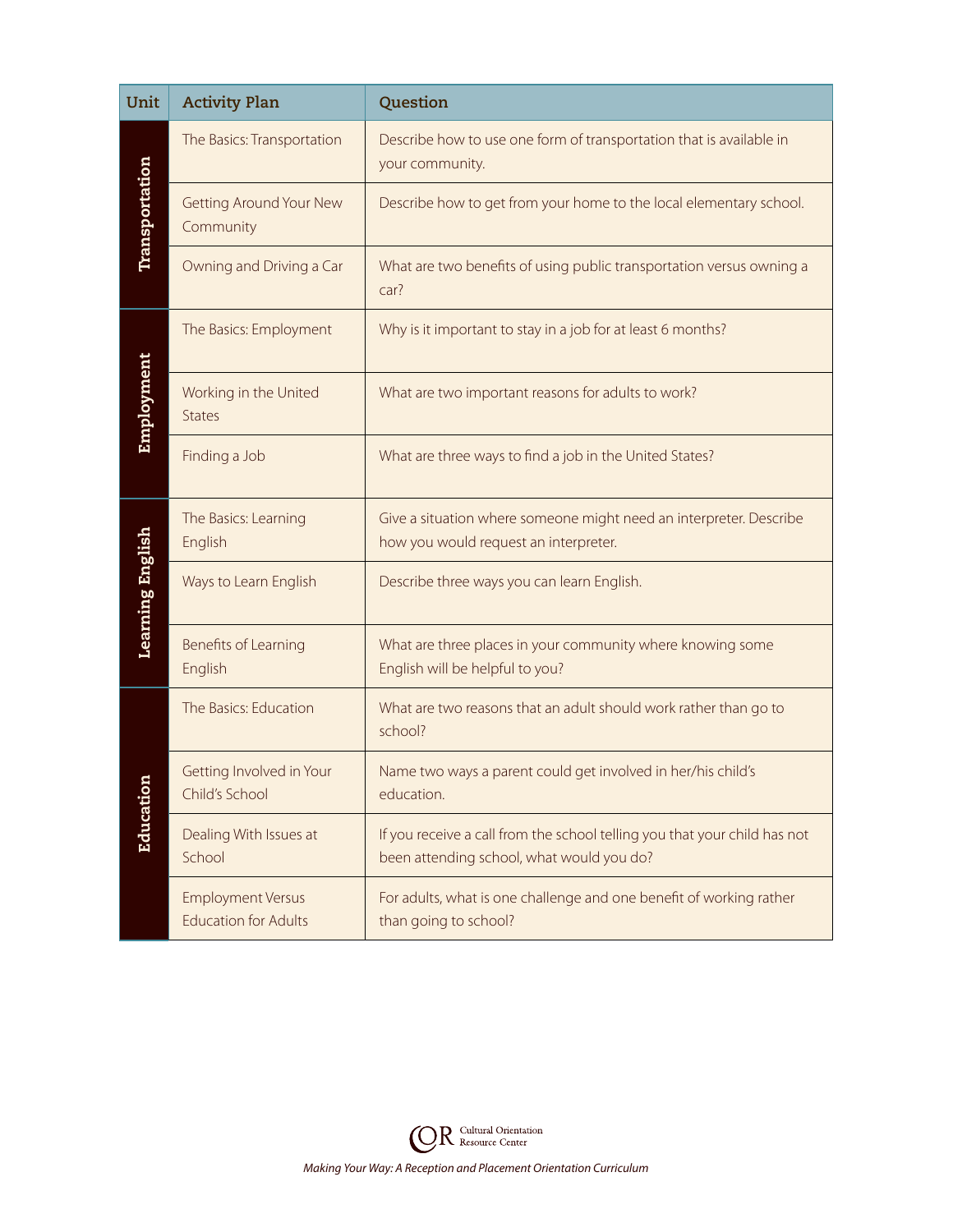| Unit | Activity Plan | Question |
|---|---|---|
| Transportation | The Basics: Transportation | Describe how to use one form of transportation that is available in your community. |
| | Getting Around Your New Community | Describe how to get from your home to the local elementary school. |
| | Owning and Driving a Car | What are two benefits of using public transportation versus owning a car? |
| Employment | The Basics: Employment | Why is it important to stay in a job for at least 6 months? |
| | Working in the United States | What are two important reasons for adults to work? |
| | Finding a Job | What are three ways to find a job in the United States? |
| Learning English | The Basics: Learning English | Give a situation where someone might need an interpreter. Describe how you would request an interpreter. |
| | Ways to Learn English | Describe three ways you can learn English. |
| | Benefits of Learning English | What are three places in your community where knowing some English will be helpful to you? |
| Education | The Basics: Education | What are two reasons that an adult should work rather than go to school? |
| | Getting Involved in Your Child's School | Name two ways a parent could get involved in her/his child's education. |
| | Dealing With Issues at School | If you receive a call from the school telling you that your child has not been attending school, what would you do? |
| | Employment Versus Education for Adults | For adults, what is one challenge and one benefit of working rather than going to school? |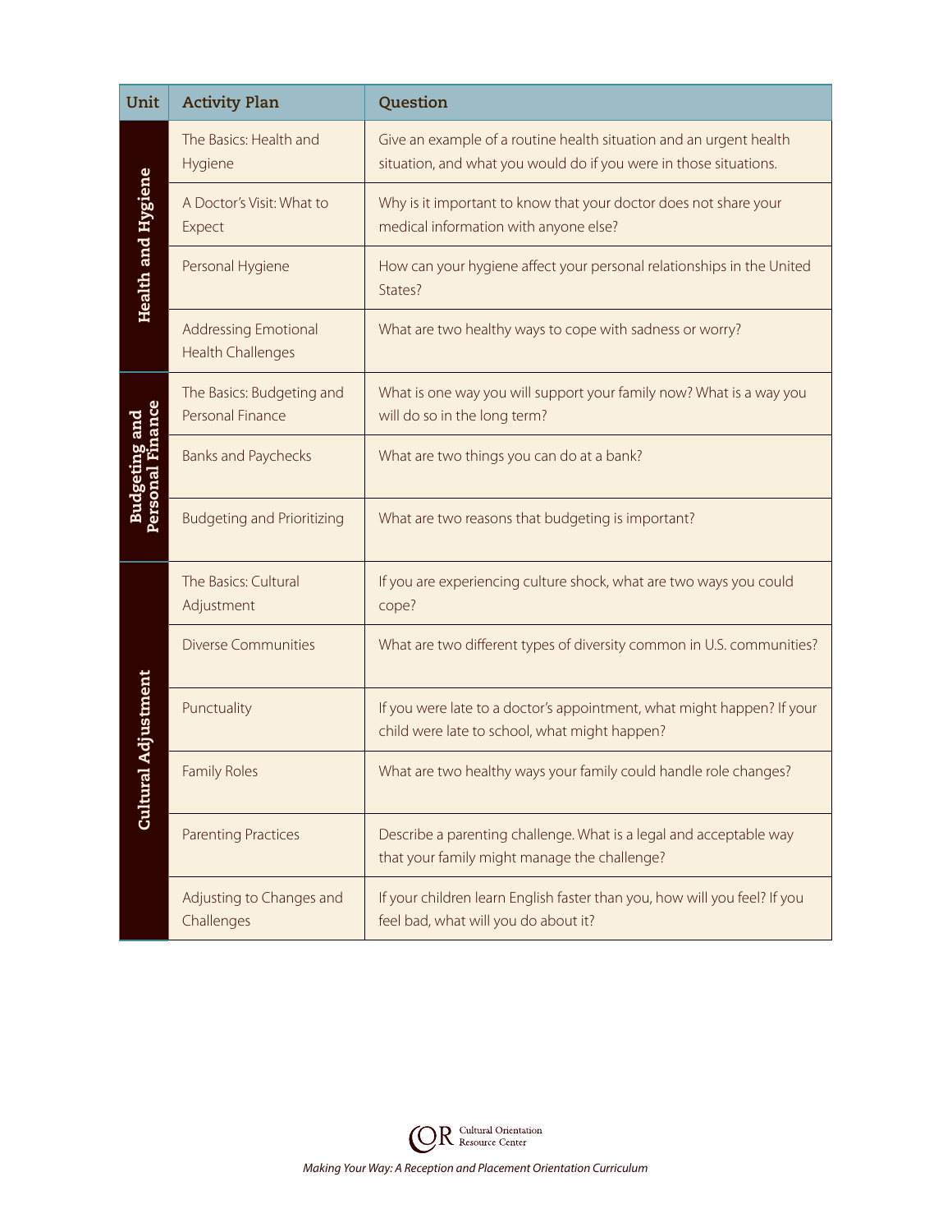| Unit | Activity Plan | Question |
| --- | --- | --- |
| Health and Hygiene | The Basics: Health and Hygiene | Give an example of a routine health situation and an urgent health situation, and what you would do if you were in those situations. |
| | A Doctor's Visit: What to Expect | Why is it important to know that your doctor does not share your medical information with anyone else? |
| | Personal Hygiene | How can your hygiene affect your personal relationships in the United States? |
| | Addressing Emotional Health Challenges | What are two healthy ways to cope with sadness or worry? |
| Budgeting and Personal Finance | The Basics: Budgeting and Personal Finance | What is one way you will support your family now? What is a way you will do so in the long term? |
| | Banks and Paychecks | What are two things you can do at a bank? |
| | Budgeting and Prioritizing | What are two reasons that budgeting is important? |
| Cultural Adjustment | The Basics: Cultural Adjustment | If you are experiencing culture shock, what are two ways you could cope? |
| | Diverse Communities | What are two different types of diversity common in U.S. communities? |
| | Punctuality | If you were late to a doctor's appointment, what might happen? If your child were late to school, what might happen? |
| | Family Roles | What are two healthy ways your family could handle role changes? |
| | Parenting Practices | Describe a parenting challenge. What is a legal and acceptable way that your family might manage the challenge? |
| | Adjusting to Changes and Challenges | If your children learn English faster than you, how will you feel? If you feel bad, what will you do about it? |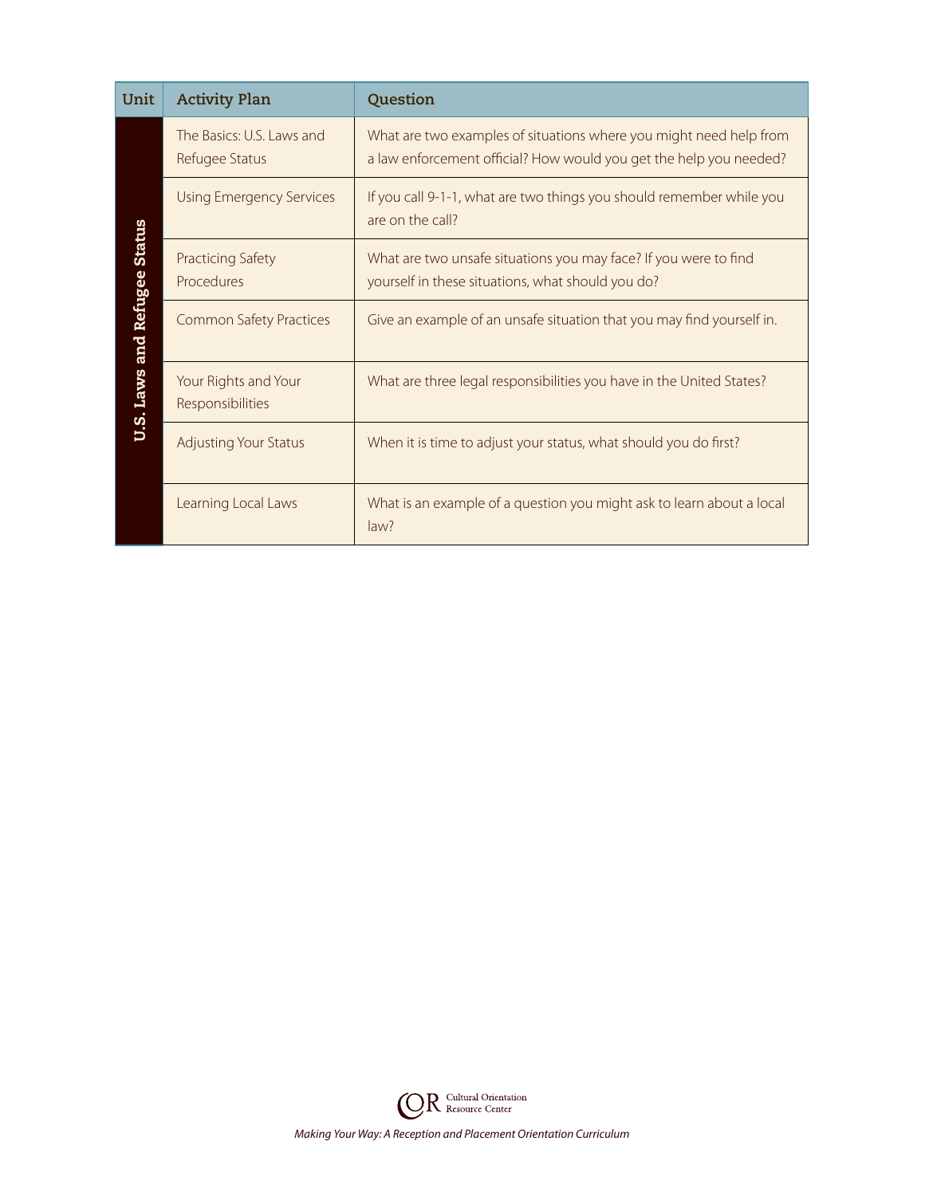| Unit | Activity Plan | Question |
| --- | --- | --- |
| U.S. Laws and Refugee Status | The Basics: U.S. Laws and Refugee Status | What are two examples of situations where you might need help from a law enforcement official? How would you get the help you needed? |
| | Using Emergency Services | If you call 9-1-1, what are two things you should remember while you are on the call? |
| | Practicing Safety Procedures | What are two unsafe situations you may face? If you were to find yourself in these situations, what should you do? |
| | Common Safety Practices | Give an example of an unsafe situation that you may find yourself in. |
| | Your Rights and Your Responsibilities | What are three legal responsibilities you have in the United States? |
| | Adjusting Your Status | When it is time to adjust your status, what should you do first? |
| | Learning Local Laws | What is an example of a question you might ask to learn about a local law? |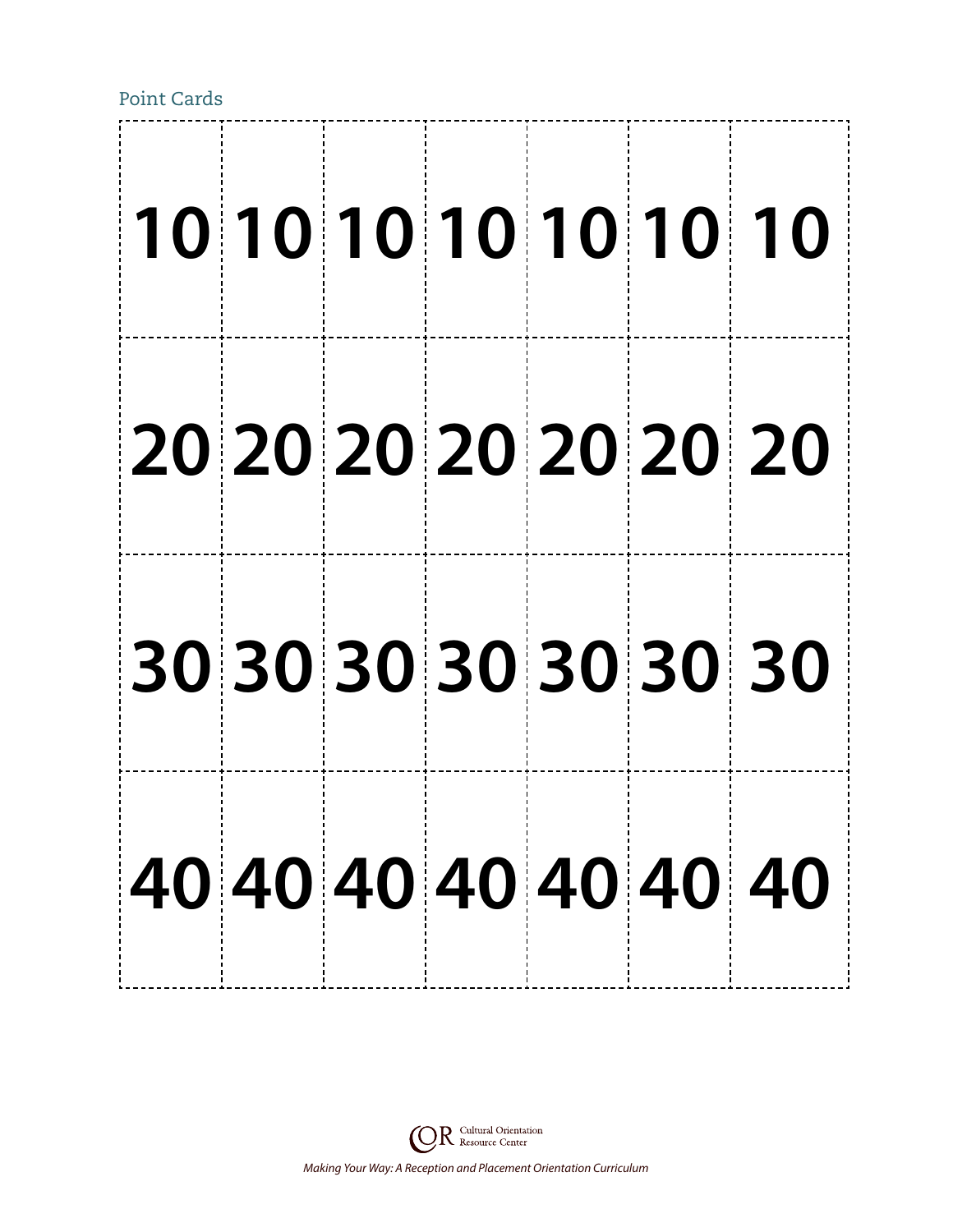Point Cards

| | | | | | | |
|---|---|---|---|---|---|---|
| **10** | **10** | **10** | **10** | **10** | **10** | **10** |
| **20** | **20** | **20** | **20** | **20** | **20** | **20** |
| **30** | **30** | **30** | **30** | **30** | **30** | **30** |
| **40** | **40** | **40** | **40** | **40** | **40** | **40** |